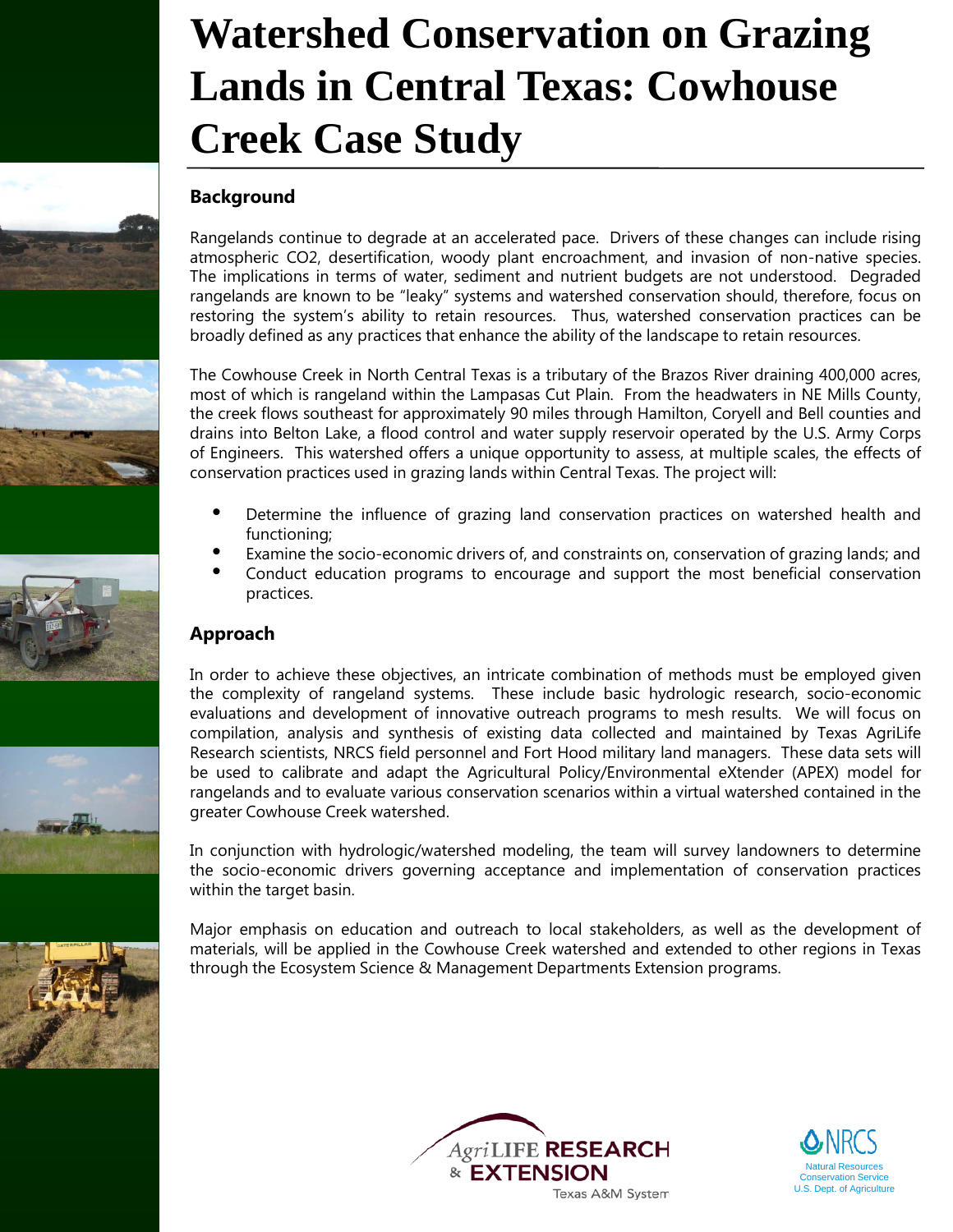# Watershed Conservation on Grazing Lands in Central Texas: Cowhouse Creek Case Study

## Background

Rangelands continue to degrade at an accelerated pace. Drivers of these changes can include rising atmospheric CO2, desertification, woody plant encroachment, and invasion of non-native species. The implications in terms of water, sediment and nutrient budgets are not understood. Degraded rangelands are known to be "leaky" systems and watershed conservation should, therefore, focus on restoring the system's ability to retain resources. Thus, watershed conservation practices can be broadly defined as any practices that enhance the ability of the landscape to retain resources.

The Cowhouse Creek in North Central Texas is a tributary of the Brazos River draining 400,000 acres, most of which is rangeland within the Lampasas Cut Plain. From the headwaters in NE Mills County, the creek flows southeast for approximately 90 miles through Hamilton, Coryell and Bell counties and drains into Belton Lake, a flood control and water supply reservoir operated by the U.S. Army Corps of Engineers. This watershed offers a unique opportunity to assess, at multiple scales, the effects of conservation practices used in grazing lands within Central Texas. The project will:

- Determine the influence of grazing land conservation practices on watershed health and functioning;
- Examine the socio-economic drivers of, and constraints on, conservation of grazing lands; and
- Conduct education programs to encourage and support the most beneficial conservation practices.

## Approach

In order to achieve these objectives, an intricate combination of methods must be employed given the complexity of rangeland systems. These include basic hydrologic research, socio-economic evaluations and development of innovative outreach programs to mesh results. We will focus on compilation, analysis and synthesis of existing data collected and maintained by Texas AgriLife Research scientists, NRCS field personnel and Fort Hood military land managers. These data sets will be used to calibrate and adapt the Agricultural Policy/Environmental eXtender (APEX) model for rangelands and to evaluate various conservation scenarios within a virtual watershed contained in the greater Cowhouse Creek watershed.

In conjunction with hydrologic/watershed modeling, the team will survey landowners to determine the socio-economic drivers governing acceptance and implementation of conservation practices within the target basin.

Major emphasis on education and outreach to local stakeholders, as well as the development of materials, will be applied in the Cowhouse Creek watershed and extended to other regions in Texas through the Ecosystem Science & Management Departments Extension programs.

AgriLIFE RESEARCH & EXTENSION Texas A&M System

NRCS Natural Resources Conservation Service U.S. Dept. of Agriculture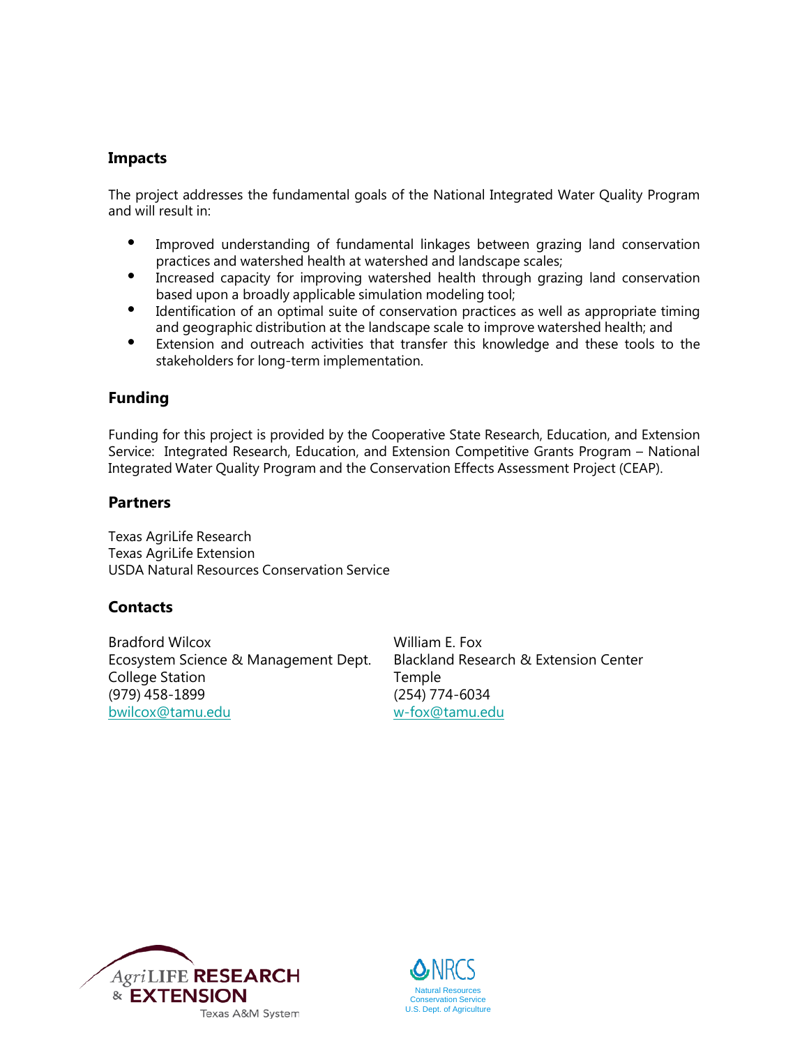## Impacts

The project addresses the fundamental goals of the National Integrated Water Quality Program and will result in:

- Improved understanding of fundamental linkages between grazing land conservation practices and watershed health at watershed and landscape scales;
- Increased capacity for improving watershed health through grazing land conservation based upon a broadly applicable simulation modeling tool;
- Identification of an optimal suite of conservation practices as well as appropriate timing and geographic distribution at the landscape scale to improve watershed health; and
- Extension and outreach activities that transfer this knowledge and these tools to the stakeholders for long-term implementation.

## Funding

Funding for this project is provided by the Cooperative State Research, Education, and Extension Service: Integrated Research, Education, and Extension Competitive Grants Program – National Integrated Water Quality Program and the Conservation Effects Assessment Project (CEAP).

## Partners

Texas AgriLife Research
Texas AgriLife Extension
USDA Natural Resources Conservation Service

## Contacts

Bradford Wilcox
Ecosystem Science & Management Dept.
College Station
(979) 458-1899
bwilcox@tamu.edu

William E. Fox
Blackland Research & Extension Center
Temple
(254) 774-6034
w-fox@tamu.edu

AgriLIFE RESEARCH & EXTENSION
Texas A&M System

NRCS
Natural Resources
Conservation Service
U.S. Dept. of Agriculture